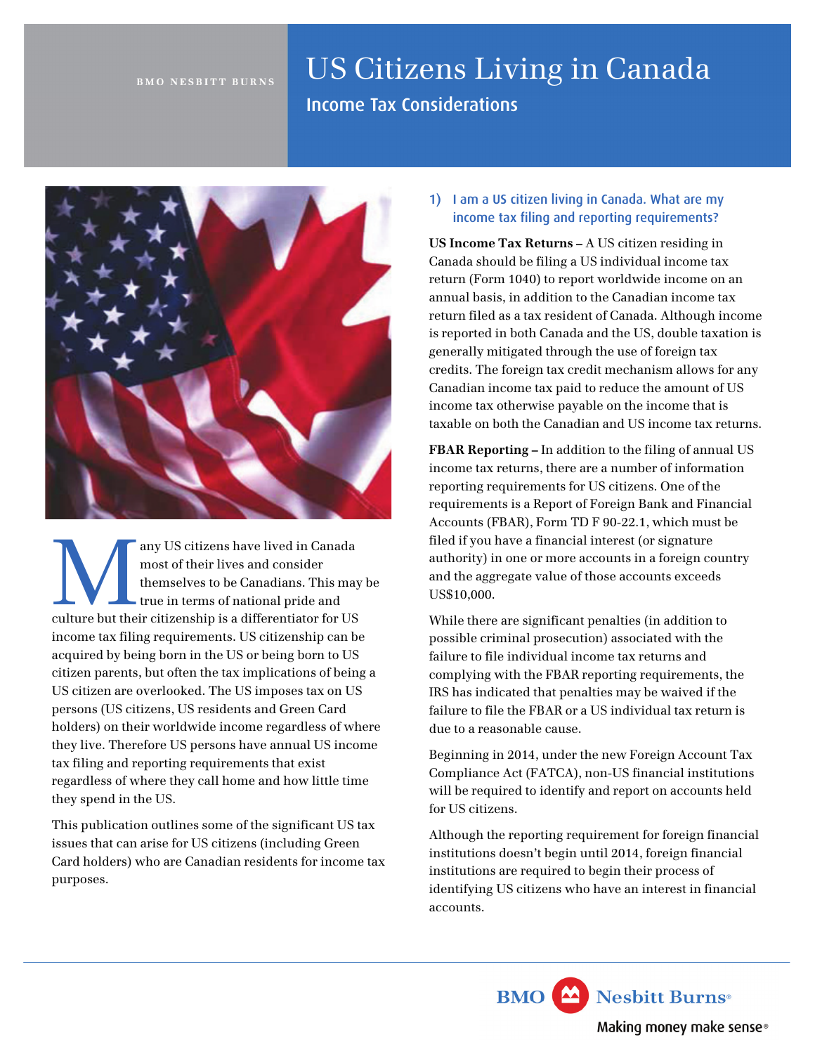BMO NESBITT BURNS

# US Citizens Living in Canada

## Income Tax Considerations

Many US citizens have lived in Canada most of their lives and consider themselves to be Canadians. This may be true in terms of national pride and culture but their citizenship is a differentiator for US income tax filing requirements. US citizenship can be acquired by being born in the US or being born to US citizen parents, but often the tax implications of being a US citizen are overlooked. The US imposes tax on US persons (US citizens, US residents and Green Card holders) on their worldwide income regardless of where they live. Therefore US persons have annual US income tax filing and reporting requirements that exist regardless of where they call home and how little time they spend in the US.

This publication outlines some of the significant US tax issues that can arise for US citizens (including Green Card holders) who are Canadian residents for income tax purposes.

### 1) I am a US citizen living in Canada. What are my income tax filing and reporting requirements?

**US Income Tax Returns –** A US citizen residing in Canada should be filing a US individual income tax return (Form 1040) to report worldwide income on an annual basis, in addition to the Canadian income tax return filed as a tax resident of Canada. Although income is reported in both Canada and the US, double taxation is generally mitigated through the use of foreign tax credits. The foreign tax credit mechanism allows for any Canadian income tax paid to reduce the amount of US income tax otherwise payable on the income that is taxable on both the Canadian and US income tax returns.

**FBAR Reporting –** In addition to the filing of annual US income tax returns, there are a number of information reporting requirements for US citizens. One of the requirements is a Report of Foreign Bank and Financial Accounts (FBAR), Form TD F 90-22.1, which must be filed if you have a financial interest (or signature authority) in one or more accounts in a foreign country and the aggregate value of those accounts exceeds US$10,000.

While there are significant penalties (in addition to possible criminal prosecution) associated with the failure to file individual income tax returns and complying with the FBAR reporting requirements, the IRS has indicated that penalties may be waived if the failure to file the FBAR or a US individual tax return is due to a reasonable cause.

Beginning in 2014, under the new Foreign Account Tax Compliance Act (FATCA), non-US financial institutions will be required to identify and report on accounts held for US citizens.

Although the reporting requirement for foreign financial institutions doesn't begin until 2014, foreign financial institutions are required to begin their process of identifying US citizens who have an interest in financial accounts.

BMO Nesbitt Burns® Making money make sense®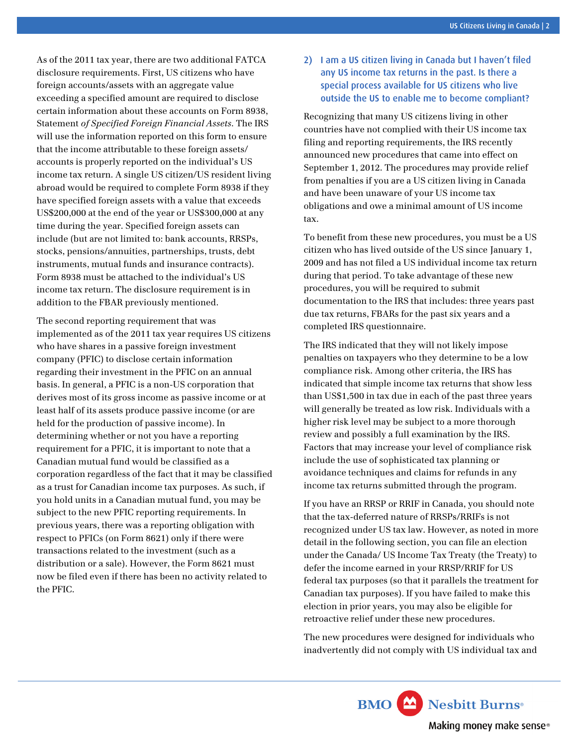As of the 2011 tax year, there are two additional FATCA disclosure requirements. First, US citizens who have foreign accounts/assets with an aggregate value exceeding a specified amount are required to disclose certain information about these accounts on Form 8938, Statement *of Specified Foreign Financial Assets*. The IRS will use the information reported on this form to ensure that the income attributable to these foreign assets/accounts is properly reported on the individual's US income tax return. A single US citizen/US resident living abroad would be required to complete Form 8938 if they have specified foreign assets with a value that exceeds US$200,000 at the end of the year or US$300,000 at any time during the year. Specified foreign assets can include (but are not limited to: bank accounts, RRSPs, stocks, pensions/annuities, partnerships, trusts, debt instruments, mutual funds and insurance contracts). Form 8938 must be attached to the individual's US income tax return. The disclosure requirement is in addition to the FBAR previously mentioned.

The second reporting requirement that was implemented as of the 2011 tax year requires US citizens who have shares in a passive foreign investment company (PFIC) to disclose certain information regarding their investment in the PFIC on an annual basis. In general, a PFIC is a non-US corporation that derives most of its gross income as passive income or at least half of its assets produce passive income (or are held for the production of passive income). In determining whether or not you have a reporting requirement for a PFIC, it is important to note that a Canadian mutual fund would be classified as a corporation regardless of the fact that it may be classified as a trust for Canadian income tax purposes. As such, if you hold units in a Canadian mutual fund, you may be subject to the new PFIC reporting requirements. In previous years, there was a reporting obligation with respect to PFICs (on Form 8621) only if there were transactions related to the investment (such as a distribution or a sale). However, the Form 8621 must now be filed even if there has been no activity related to the PFIC.

## 2) I am a US citizen living in Canada but I haven't filed any US income tax returns in the past. Is there a special process available for US citizens who live outside the US to enable me to become compliant?

Recognizing that many US citizens living in other countries have not complied with their US income tax filing and reporting requirements, the IRS recently announced new procedures that came into effect on September 1, 2012. The procedures may provide relief from penalties if you are a US citizen living in Canada and have been unaware of your US income tax obligations and owe a minimal amount of US income tax.

To benefit from these new procedures, you must be a US citizen who has lived outside of the US since January 1, 2009 and has not filed a US individual income tax return during that period. To take advantage of these new procedures, you will be required to submit documentation to the IRS that includes: three years past due tax returns, FBARs for the past six years and a completed IRS questionnaire.

The IRS indicated that they will not likely impose penalties on taxpayers who they determine to be a low compliance risk. Among other criteria, the IRS has indicated that simple income tax returns that show less than US$1,500 in tax due in each of the past three years will generally be treated as low risk. Individuals with a higher risk level may be subject to a more thorough review and possibly a full examination by the IRS. Factors that may increase your level of compliance risk include the use of sophisticated tax planning or avoidance techniques and claims for refunds in any income tax returns submitted through the program.

If you have an RRSP or RRIF in Canada, you should note that the tax-deferred nature of RRSPs/RRIFs is not recognized under US tax law. However, as noted in more detail in the following section, you can file an election under the Canada/ US Income Tax Treaty (the Treaty) to defer the income earned in your RRSP/RRIF for US federal tax purposes (so that it parallels the treatment for Canadian tax purposes). If you have failed to make this election in prior years, you may also be eligible for retroactive relief under these new procedures.

The new procedures were designed for individuals who inadvertently did not comply with US individual tax and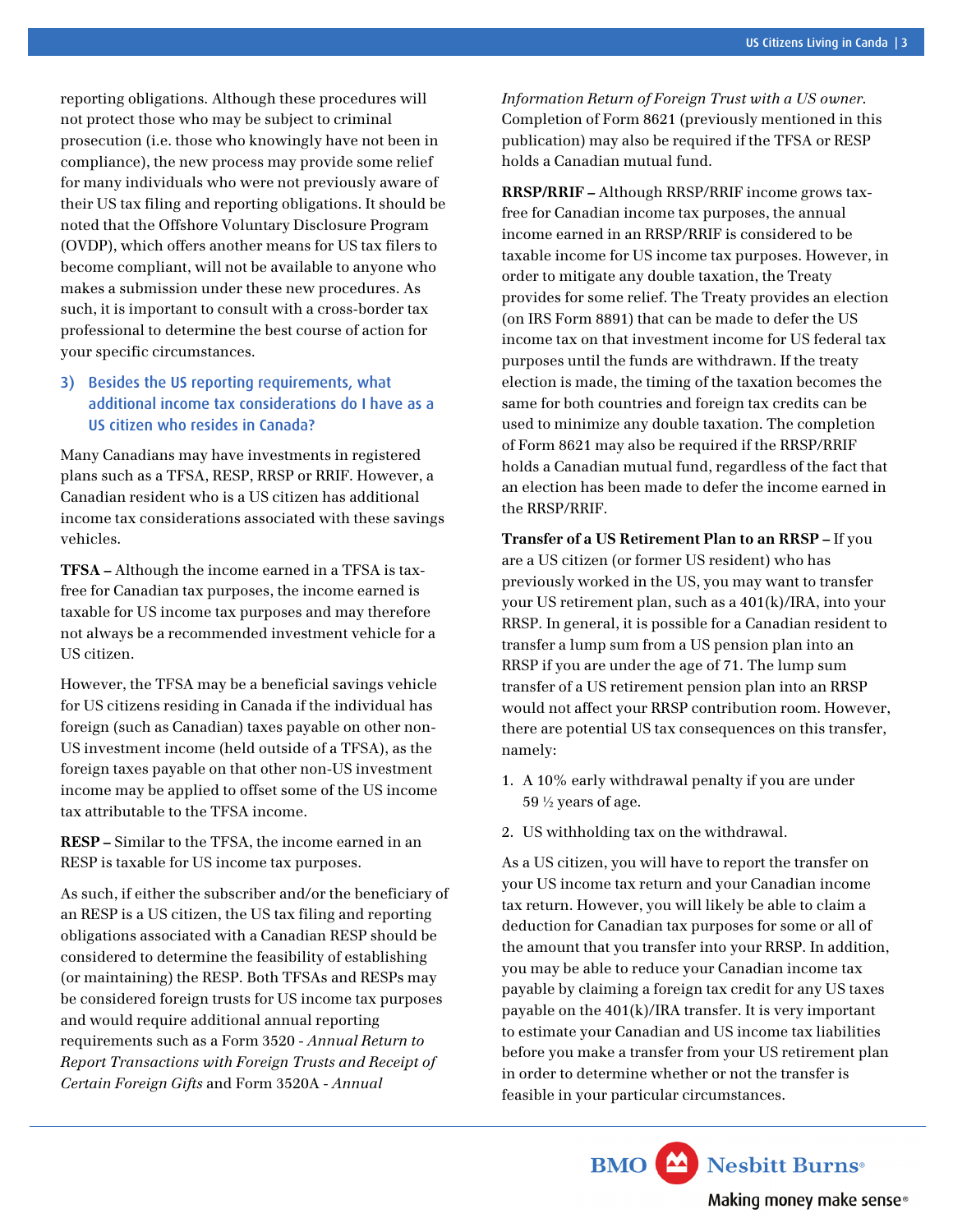reporting obligations. Although these procedures will not protect those who may be subject to criminal prosecution (i.e. those who knowingly have not been in compliance), the new process may provide some relief for many individuals who were not previously aware of their US tax filing and reporting obligations. It should be noted that the Offshore Voluntary Disclosure Program (OVDP), which offers another means for US tax filers to become compliant, will not be available to anyone who makes a submission under these new procedures. As such, it is important to consult with a cross-border tax professional to determine the best course of action for your specific circumstances.

### 3) Besides the US reporting requirements, what additional income tax considerations do I have as a US citizen who resides in Canada?

Many Canadians may have investments in registered plans such as a TFSA, RESP, RRSP or RRIF. However, a Canadian resident who is a US citizen has additional income tax considerations associated with these savings vehicles.

**TFSA –** Although the income earned in a TFSA is tax-free for Canadian tax purposes, the income earned is taxable for US income tax purposes and may therefore not always be a recommended investment vehicle for a US citizen.

However, the TFSA may be a beneficial savings vehicle for US citizens residing in Canada if the individual has foreign (such as Canadian) taxes payable on other non-US investment income (held outside of a TFSA), as the foreign taxes payable on that other non-US investment income may be applied to offset some of the US income tax attributable to the TFSA income.

**RESP –** Similar to the TFSA, the income earned in an RESP is taxable for US income tax purposes.

As such, if either the subscriber and/or the beneficiary of an RESP is a US citizen, the US tax filing and reporting obligations associated with a Canadian RESP should be considered to determine the feasibility of establishing (or maintaining) the RESP. Both TFSAs and RESPs may be considered foreign trusts for US income tax purposes and would require additional annual reporting requirements such as a Form 3520 - *Annual Return to Report Transactions with Foreign Trusts and Receipt of Certain Foreign Gifts* and Form 3520A - *Annual Information Return of Foreign Trust with a US owner*. Completion of Form 8621 (previously mentioned in this publication) may also be required if the TFSA or RESP holds a Canadian mutual fund.

**RRSP/RRIF –** Although RRSP/RRIF income grows tax-free for Canadian income tax purposes, the annual income earned in an RRSP/RRIF is considered to be taxable income for US income tax purposes. However, in order to mitigate any double taxation, the Treaty provides for some relief. The Treaty provides an election (on IRS Form 8891) that can be made to defer the US income tax on that investment income for US federal tax purposes until the funds are withdrawn. If the treaty election is made, the timing of the taxation becomes the same for both countries and foreign tax credits can be used to minimize any double taxation. The completion of Form 8621 may also be required if the RRSP/RRIF holds a Canadian mutual fund, regardless of the fact that an election has been made to defer the income earned in the RRSP/RRIF.

**Transfer of a US Retirement Plan to an RRSP –** If you are a US citizen (or former US resident) who has previously worked in the US, you may want to transfer your US retirement plan, such as a 401(k)/IRA, into your RRSP. In general, it is possible for a Canadian resident to transfer a lump sum from a US pension plan into an RRSP if you are under the age of 71. The lump sum transfer of a US retirement pension plan into an RRSP would not affect your RRSP contribution room. However, there are potential US tax consequences on this transfer, namely:

1. A 10% early withdrawal penalty if you are under 59 ½ years of age.
2. US withholding tax on the withdrawal.

As a US citizen, you will have to report the transfer on your US income tax return and your Canadian income tax return. However, you will likely be able to claim a deduction for Canadian tax purposes for some or all of the amount that you transfer into your RRSP. In addition, you may be able to reduce your Canadian income tax payable by claiming a foreign tax credit for any US taxes payable on the 401(k)/IRA transfer. It is very important to estimate your Canadian and US income tax liabilities before you make a transfer from your US retirement plan in order to determine whether or not the transfer is feasible in your particular circumstances.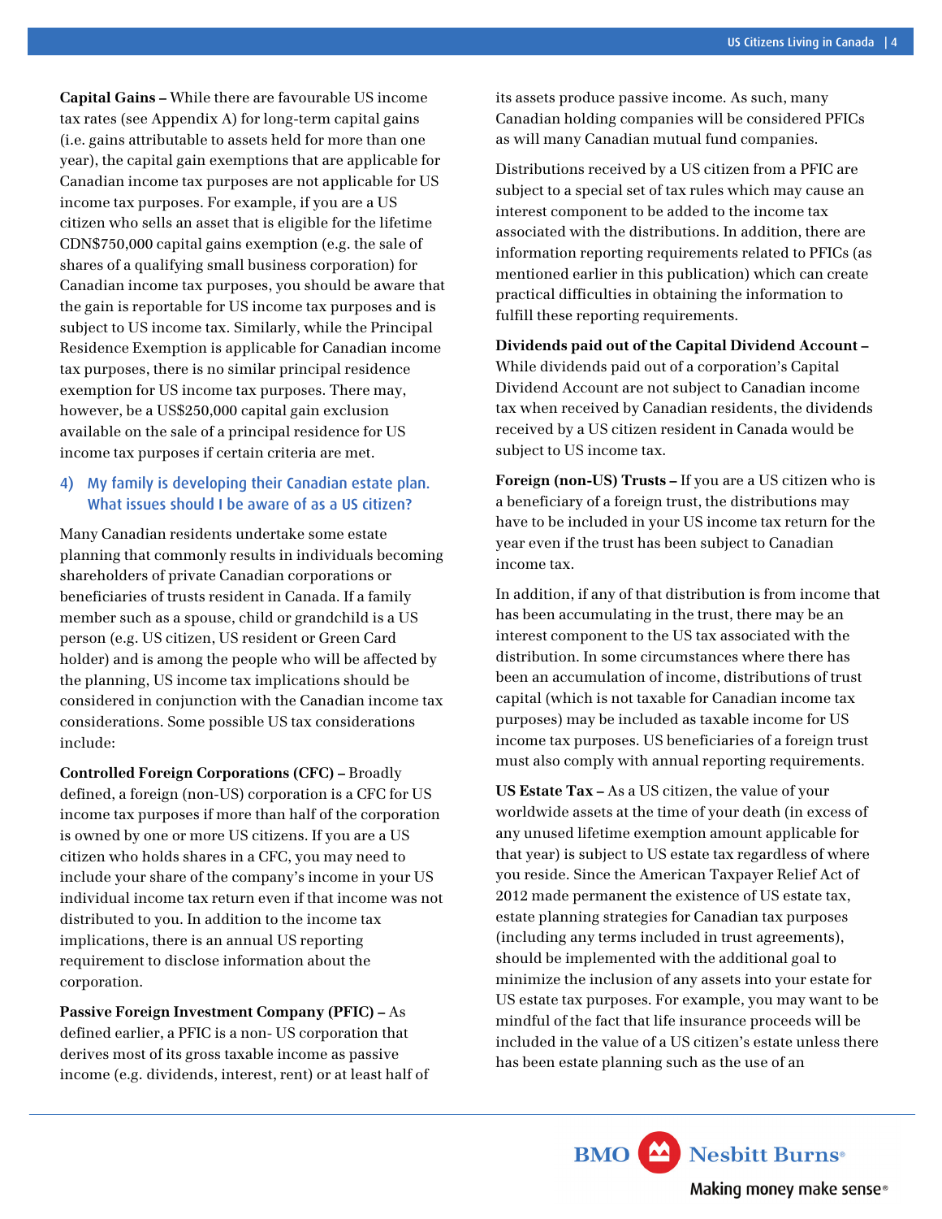**Capital Gains –** While there are favourable US income tax rates (see Appendix A) for long-term capital gains (i.e. gains attributable to assets held for more than one year), the capital gain exemptions that are applicable for Canadian income tax purposes are not applicable for US income tax purposes. For example, if you are a US citizen who sells an asset that is eligible for the lifetime CDN$750,000 capital gains exemption (e.g. the sale of shares of a qualifying small business corporation) for Canadian income tax purposes, you should be aware that the gain is reportable for US income tax purposes and is subject to US income tax. Similarly, while the Principal Residence Exemption is applicable for Canadian income tax purposes, there is no similar principal residence exemption for US income tax purposes. There may, however, be a US$250,000 capital gain exclusion available on the sale of a principal residence for US income tax purposes if certain criteria are met.

## 4) My family is developing their Canadian estate plan. What issues should I be aware of as a US citizen?

Many Canadian residents undertake some estate planning that commonly results in individuals becoming shareholders of private Canadian corporations or beneficiaries of trusts resident in Canada. If a family member such as a spouse, child or grandchild is a US person (e.g. US citizen, US resident or Green Card holder) and is among the people who will be affected by the planning, US income tax implications should be considered in conjunction with the Canadian income tax considerations. Some possible US tax considerations include:

**Controlled Foreign Corporations (CFC) –** Broadly defined, a foreign (non-US) corporation is a CFC for US income tax purposes if more than half of the corporation is owned by one or more US citizens. If you are a US citizen who holds shares in a CFC, you may need to include your share of the company's income in your US individual income tax return even if that income was not distributed to you. In addition to the income tax implications, there is an annual US reporting requirement to disclose information about the corporation.

**Passive Foreign Investment Company (PFIC) –** As defined earlier, a PFIC is a non- US corporation that derives most of its gross taxable income as passive income (e.g. dividends, interest, rent) or at least half of its assets produce passive income. As such, many Canadian holding companies will be considered PFICs as will many Canadian mutual fund companies.

Distributions received by a US citizen from a PFIC are subject to a special set of tax rules which may cause an interest component to be added to the income tax associated with the distributions. In addition, there are information reporting requirements related to PFICs (as mentioned earlier in this publication) which can create practical difficulties in obtaining the information to fulfill these reporting requirements.

**Dividends paid out of the Capital Dividend Account –** While dividends paid out of a corporation's Capital Dividend Account are not subject to Canadian income tax when received by Canadian residents, the dividends received by a US citizen resident in Canada would be subject to US income tax.

**Foreign (non-US) Trusts –** If you are a US citizen who is a beneficiary of a foreign trust, the distributions may have to be included in your US income tax return for the year even if the trust has been subject to Canadian income tax.

In addition, if any of that distribution is from income that has been accumulating in the trust, there may be an interest component to the US tax associated with the distribution. In some circumstances where there has been an accumulation of income, distributions of trust capital (which is not taxable for Canadian income tax purposes) may be included as taxable income for US income tax purposes. US beneficiaries of a foreign trust must also comply with annual reporting requirements.

**US Estate Tax –** As a US citizen, the value of your worldwide assets at the time of your death (in excess of any unused lifetime exemption amount applicable for that year) is subject to US estate tax regardless of where you reside. Since the American Taxpayer Relief Act of 2012 made permanent the existence of US estate tax, estate planning strategies for Canadian tax purposes (including any terms included in trust agreements), should be implemented with the additional goal to minimize the inclusion of any assets into your estate for US estate tax purposes. For example, you may want to be mindful of the fact that life insurance proceeds will be included in the value of a US citizen's estate unless there has been estate planning such as the use of an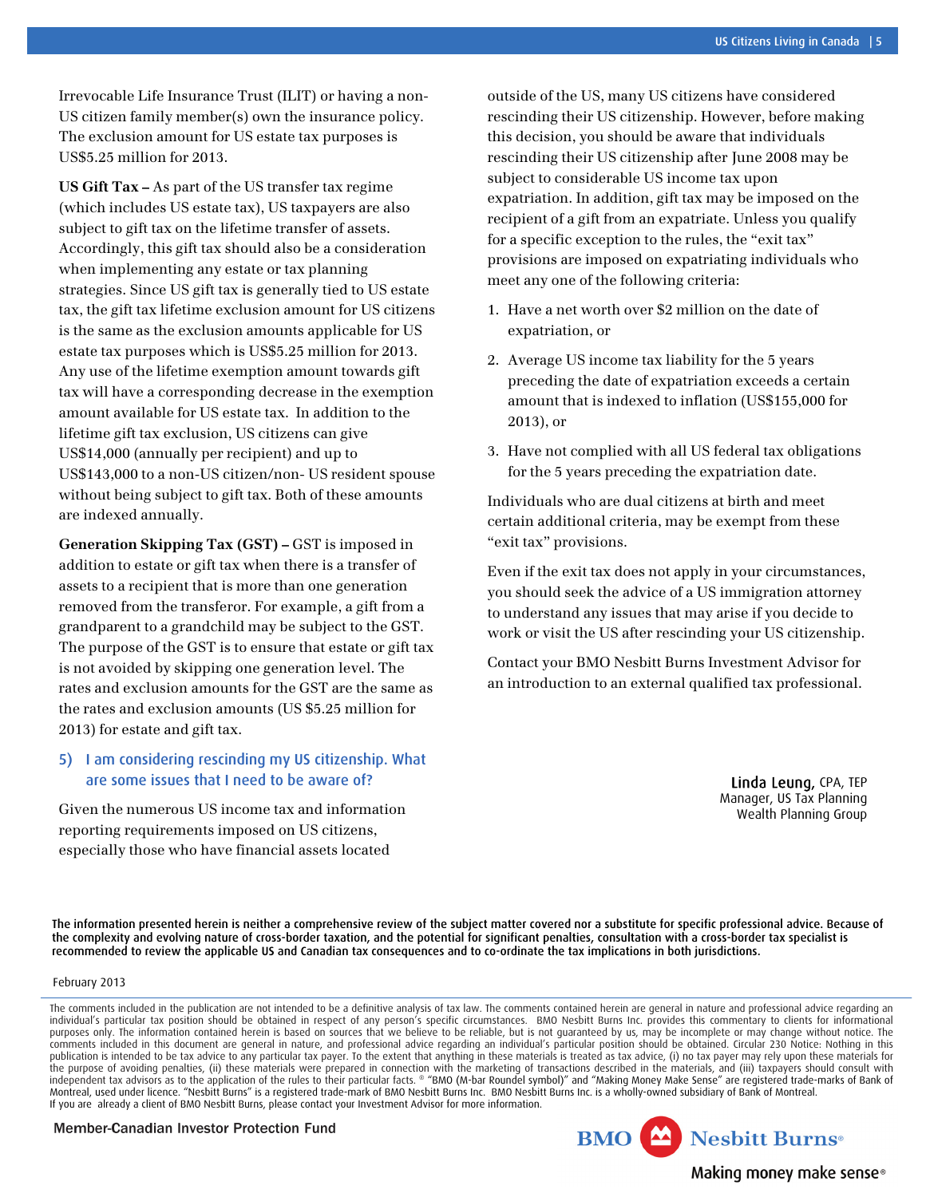Irrevocable Life Insurance Trust (ILIT) or having a non-US citizen family member(s) own the insurance policy. The exclusion amount for US estate tax purposes is US$5.25 million for 2013.

**US Gift Tax –** As part of the US transfer tax regime (which includes US estate tax), US taxpayers are also subject to gift tax on the lifetime transfer of assets. Accordingly, this gift tax should also be a consideration when implementing any estate or tax planning strategies. Since US gift tax is generally tied to US estate tax, the gift tax lifetime exclusion amount for US citizens is the same as the exclusion amounts applicable for US estate tax purposes which is US$5.25 million for 2013. Any use of the lifetime exemption amount towards gift tax will have a corresponding decrease in the exemption amount available for US estate tax. In addition to the lifetime gift tax exclusion, US citizens can give US$14,000 (annually per recipient) and up to US$143,000 to a non-US citizen/non- US resident spouse without being subject to gift tax. Both of these amounts are indexed annually.

**Generation Skipping Tax (GST) –** GST is imposed in addition to estate or gift tax when there is a transfer of assets to a recipient that is more than one generation removed from the transferor. For example, a gift from a grandparent to a grandchild may be subject to the GST. The purpose of the GST is to ensure that estate or gift tax is not avoided by skipping one generation level. The rates and exclusion amounts for the GST are the same as the rates and exclusion amounts (US $5.25 million for 2013) for estate and gift tax.

### 5) I am considering rescinding my US citizenship. What are some issues that I need to be aware of?

Given the numerous US income tax and information reporting requirements imposed on US citizens, especially those who have financial assets located outside of the US, many US citizens have considered rescinding their US citizenship. However, before making this decision, you should be aware that individuals rescinding their US citizenship after June 2008 may be subject to considerable US income tax upon expatriation. In addition, gift tax may be imposed on the recipient of a gift from an expatriate. Unless you qualify for a specific exception to the rules, the "exit tax" provisions are imposed on expatriating individuals who meet any one of the following criteria:

1. Have a net worth over $2 million on the date of expatriation, or
2. Average US income tax liability for the 5 years preceding the date of expatriation exceeds a certain amount that is indexed to inflation (US$155,000 for 2013), or
3. Have not complied with all US federal tax obligations for the 5 years preceding the expatriation date.

Individuals who are dual citizens at birth and meet certain additional criteria, may be exempt from these "exit tax" provisions.

Even if the exit tax does not apply in your circumstances, you should seek the advice of a US immigration attorney to understand any issues that may arise if you decide to work or visit the US after rescinding your US citizenship.

Contact your BMO Nesbitt Burns Investment Advisor for an introduction to an external qualified tax professional.

**Linda Leung**, CPA, TEP
Manager, US Tax Planning
Wealth Planning Group

**The information presented herein is neither a comprehensive review of the subject matter covered nor a substitute for specific professional advice. Because of the complexity and evolving nature of cross-border taxation, and the potential for significant penalties, consultation with a cross-border tax specialist is recommended to review the applicable US and Canadian tax consequences and to co-ordinate the tax implications in both jurisdictions.**

February 2013

The comments included in the publication are not intended to be a definitive analysis of tax law. The comments contained herein are general in nature and professional advice regarding an individual's particular tax position should be obtained in respect of any person's specific circumstances. BMO Nesbitt Burns Inc. provides this commentary to clients for informational purposes only. The information contained herein is based on sources that we believe to be reliable, but is not guaranteed by us, may be incomplete or may change without notice. The comments included in this document are general in nature, and professional advice regarding an individual's particular position should be obtained. Circular 230 Notice: Nothing in this publication is intended to be tax advice to any particular tax payer. To the extent that anything in these materials is treated as tax advice, (i) no tax payer may rely upon these materials for the purpose of avoiding penalties, (ii) these materials were prepared in connection with the marketing of transactions described in the materials, and (iii) taxpayers should consult with independent tax advisors as to the application of the rules to their particular facts. ® "BMO (M-bar Roundel symbol)" and "Making Money Make Sense" are registered trade-marks of Bank of Montreal, used under licence. "Nesbitt Burns" is a registered trade-mark of BMO Nesbitt Burns Inc. BMO Nesbitt Burns Inc. is a wholly-owned subsidiary of Bank of Montreal. If you are already a client of BMO Nesbitt Burns, please contact your Investment Advisor for more information.

Member-Canadian Investor Protection Fund

BMO Nesbitt Burns®

Making money make sense®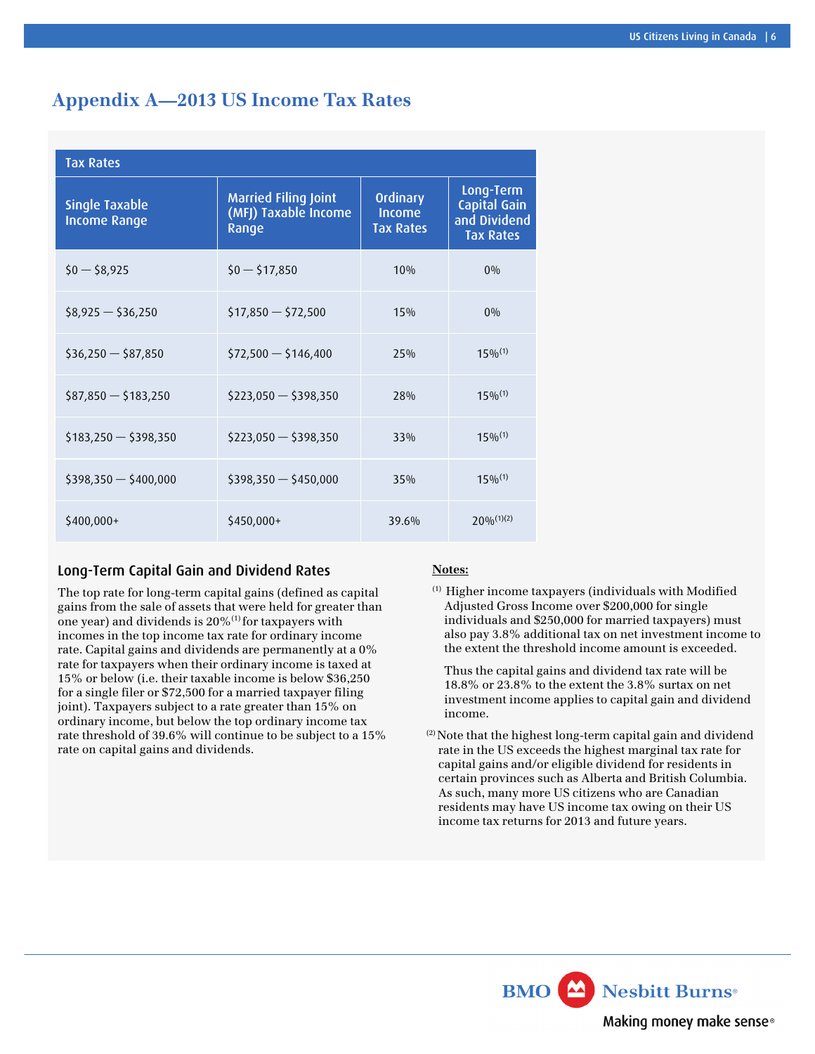## Appendix A—2013 US Income Tax Rates

| Tax Rates | | | |
|---|---|---|---|
| Single Taxable Income Range | Married Filing Joint (MFJ) Taxable Income Range | Ordinary Income Tax Rates | Long-Term Capital Gain and Dividend Tax Rates |
| $0 — $8,925 | $0 — $17,850 | 10% | 0% |
| $8,925 — $36,250 | $17,850 — $72,500 | 15% | 0% |
| $36,250 — $87,850 | $72,500 — $146,400 | 25% | 15%[1] |
| $87,850 — $183,250 | $223,050 — $398,350 | 28% | 15%[1] |
| $183,250 — $398,350 | $223,050 — $398,350 | 33% | 15%[1] |
| $398,350 — $400,000 | $398,350 — $450,000 | 35% | 15%[1] |
| $400,000+ | $450,000+ | 39.6% | 20%[1][2] |

### Long-Term Capital Gain and Dividend Rates

The top rate for long-term capital gains (defined as capital gains from the sale of assets that were held for greater than one year) and dividends is 20%[1] for taxpayers with incomes in the top income tax rate for ordinary income rate. Capital gains and dividends are permanently at a 0% rate for taxpayers when their ordinary income is taxed at 15% or below (i.e. their taxable income is below $36,250 for a single filer or $72,500 for a married taxpayer filing joint). Taxpayers subject to a rate greater than 15% on ordinary income, but below the top ordinary income tax rate threshold of 39.6% will continue to be subject to a 15% rate on capital gains and dividends.

**Notes:**

[1] Higher income taxpayers (individuals with Modified Adjusted Gross Income over $200,000 for single individuals and $250,000 for married taxpayers) must also pay 3.8% additional tax on net investment income to the extent the threshold income amount is exceeded.

Thus the capital gains and dividend tax rate will be 18.8% or 23.8% to the extent the 3.8% surtax on net investment income applies to capital gain and dividend income.

[2] Note that the highest long-term capital gain and dividend rate in the US exceeds the highest marginal tax rate for capital gains and/or eligible dividend for residents in certain provinces such as Alberta and British Columbia. As such, many more US citizens who are Canadian residents may have US income tax owing on their US income tax returns for 2013 and future years.

BMO Nesbitt Burns®

Making money make sense®